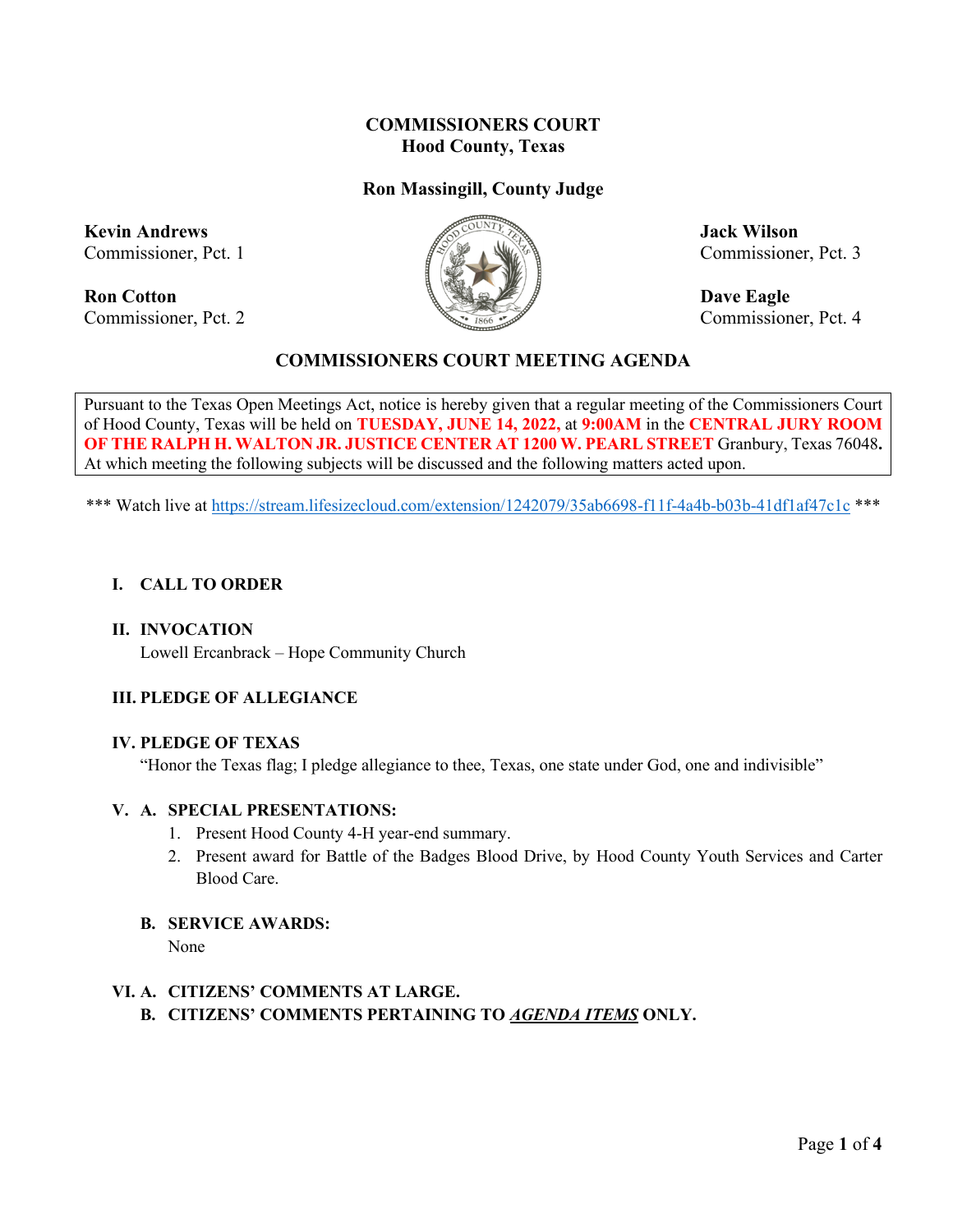# COMMISSIONERS COURT
## Hood County, Texas

**Ron Massingill, County Judge**

**Kevin Andrews**
Commissioner, Pct. 1

**Ron Cotton**
Commissioner, Pct. 2

**Jack Wilson**
Commissioner, Pct. 3

**Dave Eagle**
Commissioner, Pct. 4

## COMMISSIONERS COURT MEETING AGENDA

Pursuant to the Texas Open Meetings Act, notice is hereby given that a regular meeting of the Commissioners Court of Hood County, Texas will be held on **TUESDAY, JUNE 14, 2022,** at **9:00AM** in the **CENTRAL JURY ROOM OF THE RALPH H. WALTON JR. JUSTICE CENTER AT 1200 W. PEARL STREET** Granbury, Texas 76048**.** At which meeting the following subjects will be discussed and the following matters acted upon.

*** Watch live at https://stream.lifesizecloud.com/extension/1242079/35ab6698-f11f-4a4b-b03b-41df1af47c1c ***

**I. CALL TO ORDER**

**II. INVOCATION**
Lowell Ercanbrack – Hope Community Church

**III. PLEDGE OF ALLEGIANCE**

**IV. PLEDGE OF TEXAS**
"Honor the Texas flag; I pledge allegiance to thee, Texas, one state under God, one and indivisible"

**V. A. SPECIAL PRESENTATIONS:**

1. Present Hood County 4-H year-end summary.
2. Present award for Battle of the Badges Blood Drive, by Hood County Youth Services and Carter Blood Care.

**B. SERVICE AWARDS:**
None

**VI. A. CITIZENS' COMMENTS AT LARGE.**
**B. CITIZENS' COMMENTS PERTAINING TO _AGENDA ITEMS_ ONLY.**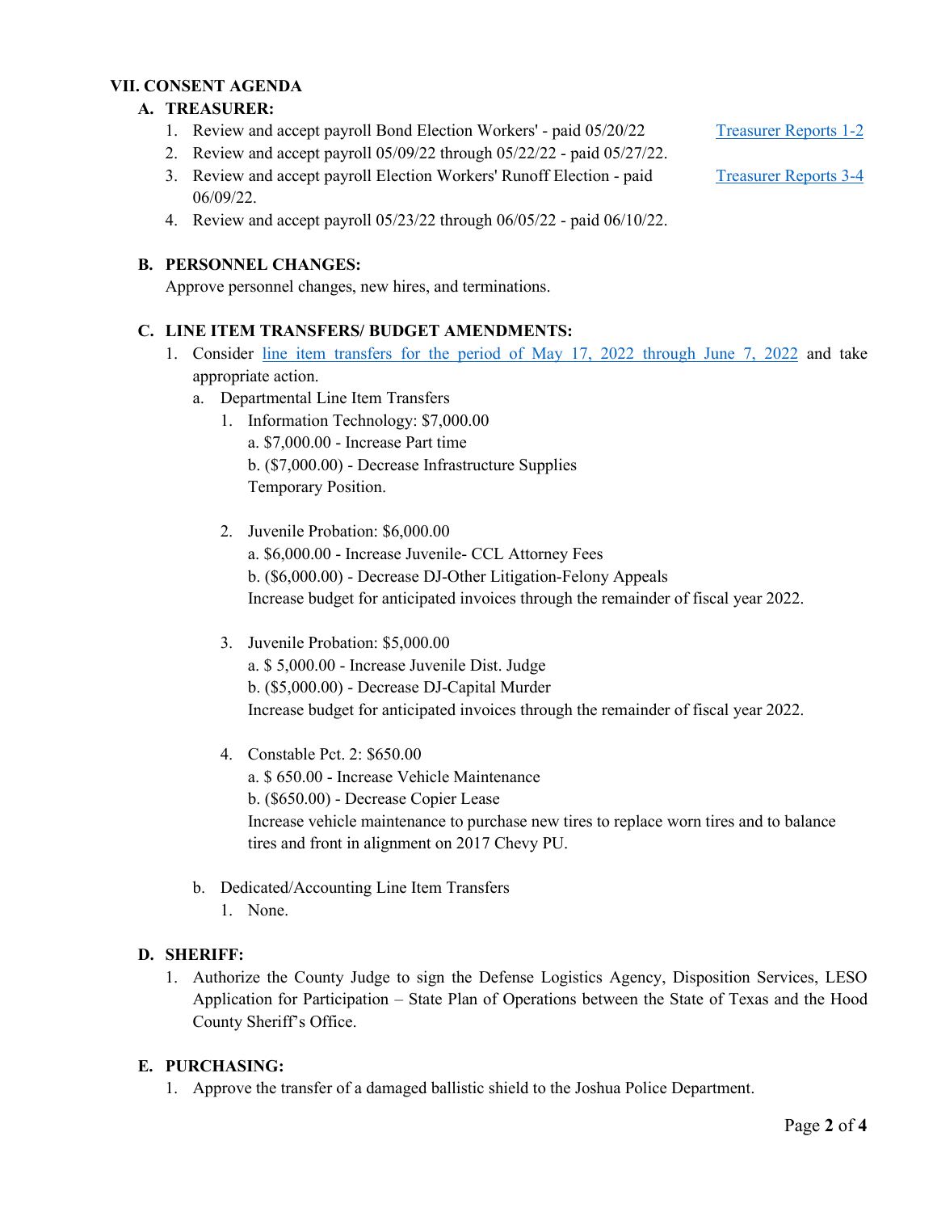## VII. CONSENT AGENDA

### A. TREASURER:

1. Review and accept payroll Bond Election Workers' - paid 05/20/22 [Treasurer Reports 1-2]
2. Review and accept payroll 05/09/22 through 05/22/22 - paid 05/27/22.
3. Review and accept payroll Election Workers' Runoff Election - paid 06/09/22. [Treasurer Reports 3-4]
4. Review and accept payroll 05/23/22 through 06/05/22 - paid 06/10/22.

### B. PERSONNEL CHANGES:

Approve personnel changes, new hires, and terminations.

### C. LINE ITEM TRANSFERS/ BUDGET AMENDMENTS:

1. Consider line item transfers for the period of May 17, 2022 through June 7, 2022 and take appropriate action.
   a. Departmental Line Item Transfers
      1. Information Technology: $7,000.00
         a. $7,000.00 - Increase Part time
         b. ($7,000.00) - Decrease Infrastructure Supplies
         Temporary Position.

      2. Juvenile Probation: $6,000.00
         a. $6,000.00 - Increase Juvenile- CCL Attorney Fees
         b. ($6,000.00) - Decrease DJ-Other Litigation-Felony Appeals
         Increase budget for anticipated invoices through the remainder of fiscal year 2022.

      3. Juvenile Probation: $5,000.00
         a. $ 5,000.00 - Increase Juvenile Dist. Judge
         b. ($5,000.00) - Decrease DJ-Capital Murder
         Increase budget for anticipated invoices through the remainder of fiscal year 2022.

      4. Constable Pct. 2: $650.00
         a. $ 650.00 - Increase Vehicle Maintenance
         b. ($650.00) - Decrease Copier Lease
         Increase vehicle maintenance to purchase new tires to replace worn tires and to balance tires and front in alignment on 2017 Chevy PU.

   b. Dedicated/Accounting Line Item Transfers
      1. None.

### D. SHERIFF:

1. Authorize the County Judge to sign the Defense Logistics Agency, Disposition Services, LESO Application for Participation – State Plan of Operations between the State of Texas and the Hood County Sheriff's Office.

### E. PURCHASING:

1. Approve the transfer of a damaged ballistic shield to the Joshua Police Department.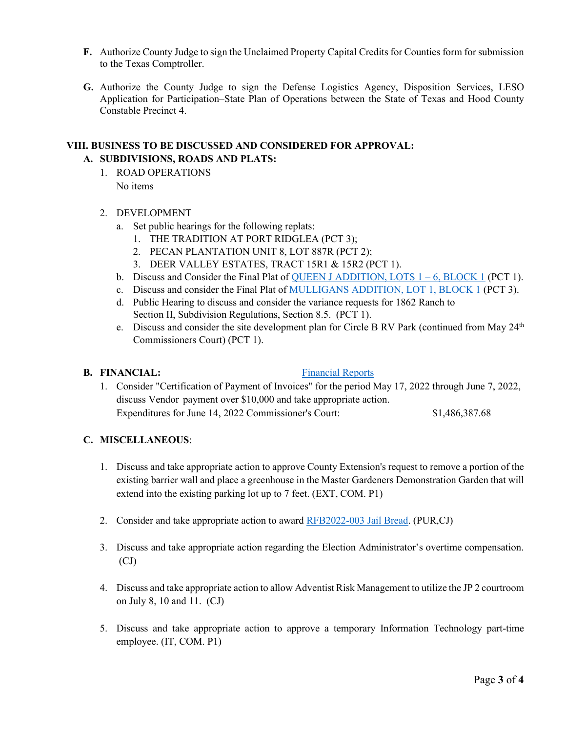**F.** Authorize County Judge to sign the Unclaimed Property Capital Credits for Counties form for submission to the Texas Comptroller.

**G.** Authorize the County Judge to sign the Defense Logistics Agency, Disposition Services, LESO Application for Participation–State Plan of Operations between the State of Texas and Hood County Constable Precinct 4.

## VIII. BUSINESS TO BE DISCUSSED AND CONSIDERED FOR APPROVAL:

### A. SUBDIVISIONS, ROADS AND PLATS:

1. ROAD OPERATIONS
   No items

2. DEVELOPMENT
   a. Set public hearings for the following replats:
      1. THE TRADITION AT PORT RIDGLEA (PCT 3);
      2. PECAN PLANTATION UNIT 8, LOT 887R (PCT 2);
      3. DEER VALLEY ESTATES, TRACT 15R1 & 15R2 (PCT 1).
   
   b. Discuss and Consider the Final Plat of QUEEN J ADDITION, LOTS 1 – 6, BLOCK 1 (PCT 1).
   
   c. Discuss and consider the Final Plat of MULLIGANS ADDITION, LOT 1, BLOCK 1 (PCT 3).
   
   d. Public Hearing to discuss and consider the variance requests for 1862 Ranch to Section II, Subdivision Regulations, Section 8.5. (PCT 1).
   
   e. Discuss and consider the site development plan for Circle B RV Park (continued from May 24th Commissioners Court) (PCT 1).

### B. FINANCIAL: Financial Reports

1. Consider "Certification of Payment of Invoices" for the period May 17, 2022 through June 7, 2022, discuss Vendor payment over $10,000 and take appropriate action.
   Expenditures for June 14, 2022 Commissioner's Court: $1,486,387.68

### C. MISCELLANEOUS:

1. Discuss and take appropriate action to approve County Extension's request to remove a portion of the existing barrier wall and place a greenhouse in the Master Gardeners Demonstration Garden that will extend into the existing parking lot up to 7 feet. (EXT, COM. P1)

2. Consider and take appropriate action to award RFB2022-003 Jail Bread. (PUR,CJ)

3. Discuss and take appropriate action regarding the Election Administrator's overtime compensation. (CJ)

4. Discuss and take appropriate action to allow Adventist Risk Management to utilize the JP 2 courtroom on July 8, 10 and 11. (CJ)

5. Discuss and take appropriate action to approve a temporary Information Technology part-time employee. (IT, COM. P1)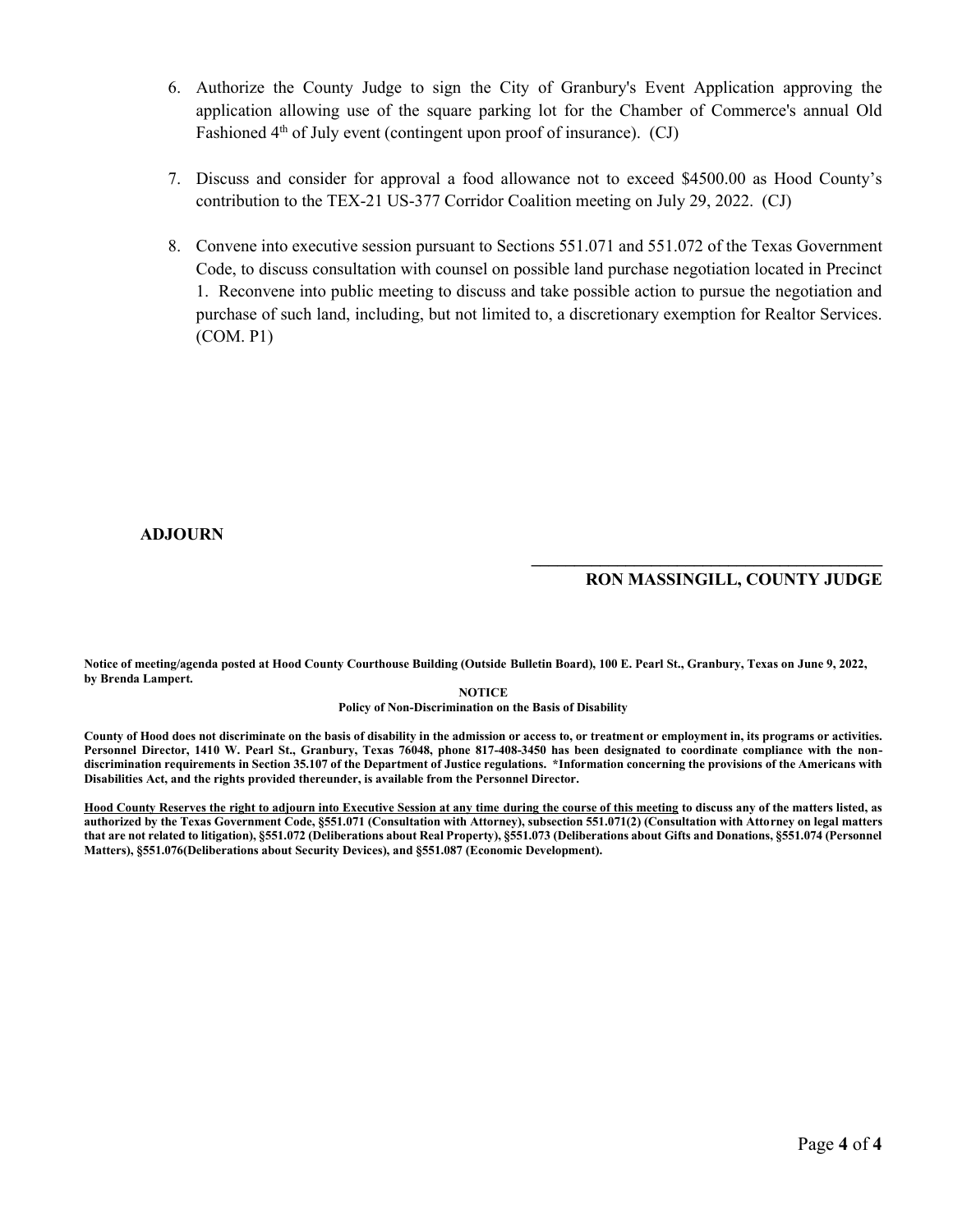6. Authorize the County Judge to sign the City of Granbury's Event Application approving the application allowing use of the square parking lot for the Chamber of Commerce's annual Old Fashioned 4th of July event (contingent upon proof of insurance). (CJ)

7. Discuss and consider for approval a food allowance not to exceed $4500.00 as Hood County's contribution to the TEX-21 US-377 Corridor Coalition meeting on July 29, 2022. (CJ)

8. Convene into executive session pursuant to Sections 551.071 and 551.072 of the Texas Government Code, to discuss consultation with counsel on possible land purchase negotiation located in Precinct 1. Reconvene into public meeting to discuss and take possible action to pursue the negotiation and purchase of such land, including, but not limited to, a discretionary exemption for Realtor Services. (COM. P1)

**ADJOURN**

_______________________________________

**RON MASSINGILL, COUNTY JUDGE**

**Notice of meeting/agenda posted at Hood County Courthouse Building (Outside Bulletin Board), 100 E. Pearl St., Granbury, Texas on June 9, 2022, by Brenda Lampert.**

**NOTICE**

**Policy of Non-Discrimination on the Basis of Disability**

**County of Hood does not discriminate on the basis of disability in the admission or access to, or treatment or employment in, its programs or activities. Personnel Director, 1410 W. Pearl St., Granbury, Texas 76048, phone 817-408-3450 has been designated to coordinate compliance with the non-discrimination requirements in Section 35.107 of the Department of Justice regulations. *Information concerning the provisions of the Americans with Disabilities Act, and the rights provided thereunder, is available from the Personnel Director.**

**Hood County Reserves the right to adjourn into Executive Session at any time during the course of this meeting to discuss any of the matters listed, as authorized by the Texas Government Code, §551.071 (Consultation with Attorney), subsection 551.071(2) (Consultation with Attorney on legal matters that are not related to litigation), §551.072 (Deliberations about Real Property), §551.073 (Deliberations about Gifts and Donations, §551.074 (Personnel Matters), §551.076(Deliberations about Security Devices), and §551.087 (Economic Development).**